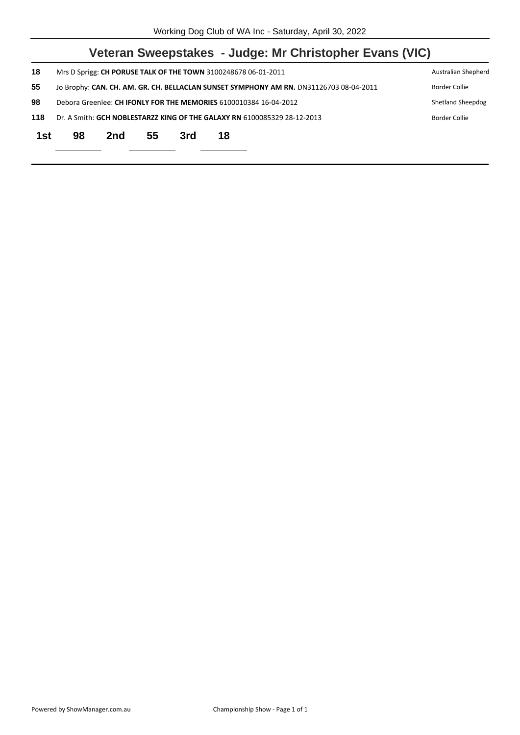## Veteran Sweepstakes - Judge: Mr Christopher Evans (VIC)

| | | |
|---|---|---|
| **18** | Mrs D Sprigg: **CH PORUSE TALK OF THE TOWN** 3100248678 06-01-2011 | Australian Shepherd |
| **55** | Jo Brophy: **CAN. CH. AM. GR. CH. BELLACLAN SUNSET SYMPHONY AM RN.** DN31126703 08-04-2011 | Border Collie |
| **98** | Debora Greenlee: **CH IFONLY FOR THE MEMORIES** 6100010384 16-04-2012 | Shetland Sheepdog |
| **118** | Dr. A Smith: **GCH NOBLESTARZZ KING OF THE GALAXY RN** 6100085329 28-12-2013 | Border Collie |

**1st** 98 **2nd** 55 **3rd** 18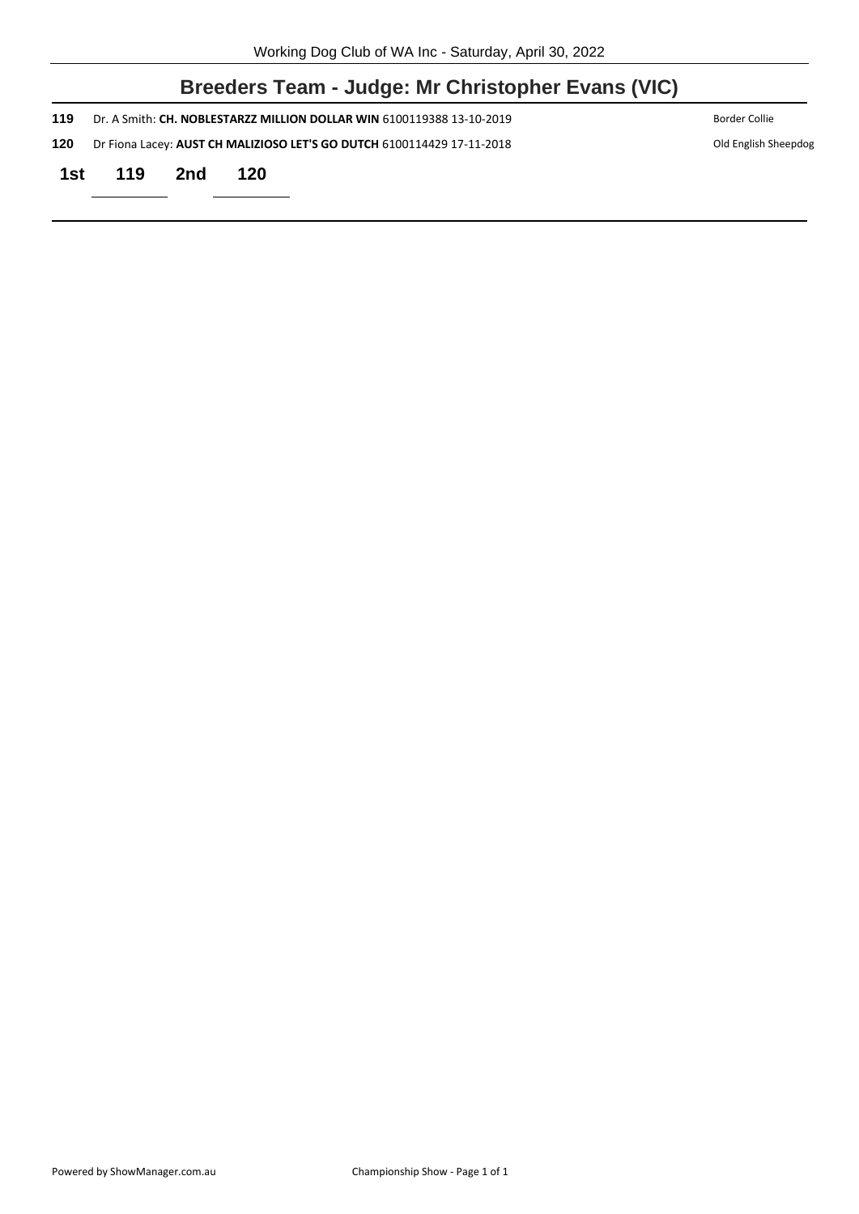## Breeders Team - Judge: Mr Christopher Evans (VIC)

**119** Dr. A Smith: **CH. NOBLESTARZZ MILLION DOLLAR WIN** 6100119388 13-10-2019 Border Collie

**120** Dr Fiona Lacey: **AUST CH MALIZIOSO LET'S GO DUTCH** 6100114429 17-11-2018 Old English Sheepdog

**1st** **119** **2nd** **120**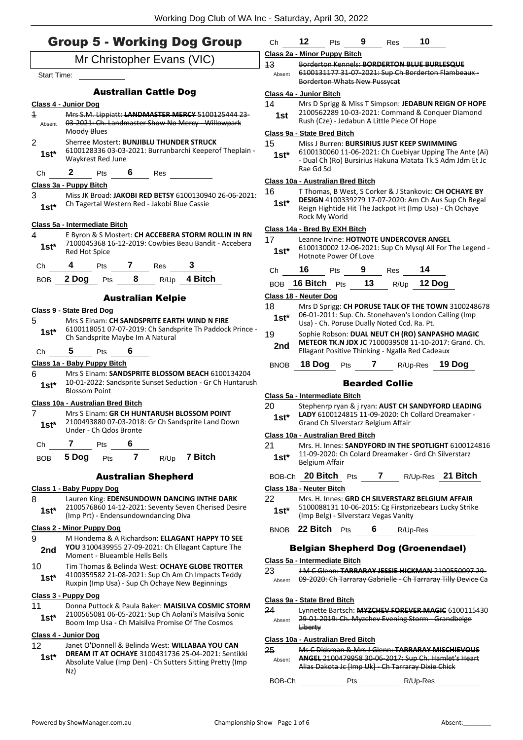# Group 5 - Working Dog Group

## Mr Christopher Evans (VIC)

Start Time:

### Australian Cattle Dog

**Class 4 - Junior Dog**

1 Absent — ~~Mrs S.M. Lippiatt: **LANDMASTER MERCY** 5100125444 23-03-2021: Ch. Landmaster Show No Mercy - Willowpark Moody Blues~~

2 1st* — Sherree Mostert: **BUNJIBLU THUNDER STRUCK** 6100128336 03-03-2021: Burrunbarchi Keeperof Theplain - Waykrest Red June

Ch 2 Pts 6 Res

**Class 3a - Puppy Bitch**

3 1st* — Miss JK Broad: **JAKOBI RED BETSY** 6100130940 26-06-2021: Ch Tagertal Western Red - Jakobi Blue Cassie

**Class 5a - Intermediate Bitch**

4 1st* — E Byron & S Mostert: **CH ACCEBERA STORM ROLLIN IN RN** 7100045368 16-12-2019: Cowbies Beau Bandit - Accebera Red Hot Spice

Ch 4 Pts 7 Res 3

BOB 2 Dog Pts 8 R/Up 4 Bitch

### Australian Kelpie

**Class 9 - State Bred Dog**

5 1st* — Mrs S Einam: **CH SANDSPRITE EARTH WIND N FIRE** 6100118051 07-07-2019: Ch Sandsprite Th Paddock Prince - Ch Sandsprite Maybe Im A Natural

Ch 5 Pts 6

**Class 1a - Baby Puppy Bitch**

6 1st* — Mrs S Einam: **SANDSPRITE BLOSSOM BEACH** 6100134204 10-01-2022: Sandsprite Sunset Seduction - Gr Ch Huntarush Blossom Point

**Class 10a - Australian Bred Bitch**

7 1st* — Mrs S Einam: **GR CH HUNTARUSH BLOSSOM POINT** 2100493880 07-03-2018: Gr Ch Sandsprite Land Down Under - Ch Qdos Bronte

Ch 7 Pts 6

BOB 5 Dog Pts 7 R/Up 7 Bitch

### Australian Shepherd

**Class 1 - Baby Puppy Dog**

8 1st* — Lauren King: **EDENSUNDOWN DANCING INTHE DARK** 2100576860 14-12-2021: Seventy Seven Cherised Desire (Imp Prt) - Endensundowndancing Diva

**Class 2 - Minor Puppy Dog**

9 2nd — M Hondema & A Richardson: **ELLAGANT HAPPY TO SEE YOU** 3100439955 27-09-2021: Ch Ellagant Capture The Moment - Blueamble Hells Bells

10 1st* — Tim Thomas & Belinda West: **OCHAYE GLOBE TROTTER** 4100359582 21-08-2021: Sup Ch Am Ch Impacts Teddy Ruxpin (Imp Usa) - Sup Ch Ochaye New Beginnings

**Class 3 - Puppy Dog**

11 1st* — Donna Puttock & Paula Baker: **MAISILVA COSMIC STORM** 2100565081 06-05-2021: Sup Ch Aolani's Maisilva Sonic Boom Imp Usa - Ch Maisilva Promise Of The Cosmos

**Class 4 - Junior Dog**

12 1st* — Janet O'Donnell & Belinda West: **WILLABAA YOU CAN DREAM IT AT OCHAYE** 3100431736 25-04-2021: Sentikki Absolute Value (Imp Den) - Ch Sutters Sitting Pretty (Imp Nz)

Ch 12 Pts 9 Res 10

**Class 2a - Minor Puppy Bitch**

13 Absent — ~~Borderton Kennels: **BORDERTON BLUE BURLESQUE** 6100131177 31-07-2021: Sup Ch Borderton Flambeaux - Borderton Whats New Pussycat~~

**Class 4a - Junior Bitch**

14 1st — Mrs D Sprigg & Miss T Simpson: **JEDABUN REIGN OF HOPE** 2100562289 10-03-2021: Command & Conquer Diamond Rush (Cze) - Jedabun A Little Piece Of Hope

**Class 9a - State Bred Bitch**

15 1st* — Miss J Burren: **BURSIRIUS JUST KEEP SWIMMING** 6100130060 11-06-2021: Ch Cuebiyar Upping The Ante (Ai) - Dual Ch (Ro) Bursirius Hakuna Matata Tk.S Adm Jdm Et Jc Rae Gd Sd

**Class 10a - Australian Bred Bitch**

16 1st* — T Thomas, B West, S Corker & J Stankovic: **CH OCHAYE BY DESIGN** 4100339279 17-07-2020: Am Ch Aus Sup Ch Regal Reign Hightide Hit The Jackpot Ht (Imp Usa) - Ch Ochaye Rock My World

**Class 14a - Bred By EXH Bitch**

17 1st* — Leanne Irvine: **HOTNOTE UNDERCOVER ANGEL** 6100130002 12-06-2021: Sup Ch Mysql All For The Legend - Hotnote Power Of Love

Ch 16 Pts 9 Res 14

BOB 16 Bitch Pts 13 R/Up 12 Dog

**Class 18 - Neuter Dog**

18 1st* — Mrs D Sprigg: **CH PORUSE TALK OF THE TOWN** 3100248678 06-01-2011: Sup. Ch. Stonehaven's London Calling (Imp Usa) - Ch. Poruse Dually Noted Ccd. Ra. Pt.

19 2nd — Sophie Robson: **DUAL NEUT CH (RO) SANPASHO MAGIC METEOR TK.N JDX JC** 7100039508 11-10-2017: Grand. Ch. Ellagant Positive Thinking - Ngalla Red Cadeaux

BNOB 18 Dog Pts 7 R/Up-Res 19 Dog

### Bearded Collie

**Class 5a - Intermediate Bitch**

20 1st* — Stephenrp ryan & j ryan: **AUST CH SANDYFORD LEADING LADY** 6100124815 11-09-2020: Ch Collard Dreamaker - Grand Ch Silverstarz Belgium Affair

**Class 10a - Australian Bred Bitch**

21 1st* — Mrs. H. Innes: **SANDYFORD IN THE SPOTLIGHT** 6100124816 11-09-2020: Ch Colard Dreamaker - Grd Ch Silverstarz Belgium Affair

BOB-Ch 20 Bitch Pts 7 R/Up-Res 21 Bitch

**Class 18a - Neuter Bitch**

22 1st* — Mrs. H. Innes: **GRD CH SILVERSTARZ BELGIUM AFFAIR** 5100088131 10-06-2015: Cg Firstprizebears Lucky Strike (Imp Belg) - Silverstarz Vegas Vanity

BNOB 22 Bitch Pts 6 R/Up-Res

### Belgian Shepherd Dog (Groenendael)

**Class 5a - Intermediate Bitch**

23 Absent — ~~J M C Glenn: **TARRARAY JESSIE HICKMAN** 2100550097 29-09-2020: Ch Tarraray Gabrielle - Ch Tarraray Tilly Device Ca~~

**Class 9a - State Bred Bitch**

24 Absent — ~~Lynnette Bartsch: **MYZCHEV FOREVER MAGIC** 6100115430 29-01-2019: Ch. Myzchev Evening Storm - Grandbelge Liberty~~

**Class 10a - Australian Bred Bitch**

25 Absent — ~~Ms C Didsman & Mrs J Glenn: **TARRARAY MISCHIEVOUS ANGEL** 2100479958 30-06-2017: Sup Ch. Hamlet's Heart Alias Dakota Jc [Imp Uk] - Ch Tarraray Dixie Chick~~

BOB-Ch Pts R/Up-Res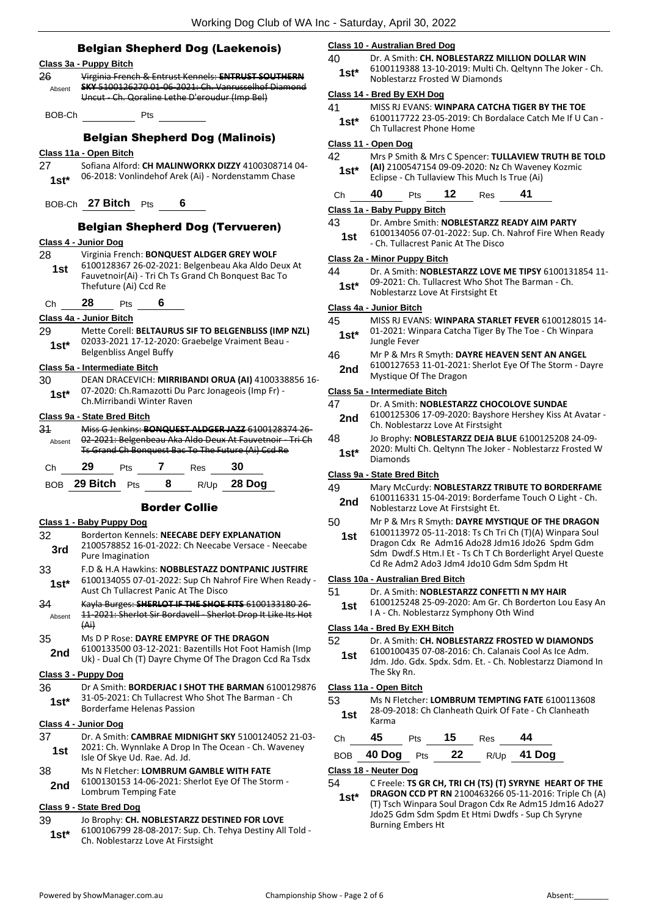## Belgian Shepherd Dog (Laekenois)

### Class 3a - Puppy Bitch

26 Absent ~~Virginia French & Entrust Kennels: **ENTRUST SOUTHERN SKY** 5100126270 01-06-2021: Ch. Vanrusselhof Diamond Uncut - Ch. Qoraline Lethe D'eroudur (Imp Bel)~~

BOB-Ch ______ Pts ______

## Belgian Shepherd Dog (Malinois)

### Class 11a - Open Bitch

27 1st* Sofiana Alford: **CH MALINWORKX DIZZY** 4100308714 04-06-2018: Vonlindehof Arek (Ai) - Nordenstamm Chase

BOB-Ch **27 Bitch** Pts **6**

## Belgian Shepherd Dog (Tervueren)

### Class 4 - Junior Dog

28 1st Virginia French: **BONQUEST ALDGER GREY WOLF** 6100128367 26-02-2021: Belgenbeau Aka Aldo Deux At Fauvetnoir(Ai) - Tri Ch Ts Grand Ch Bonquest Bac To Thefuture (Ai) Ccd Re

Ch **28** Pts **6**

### Class 4a - Junior Bitch

29 1st* Mette Corell: **BELTAURUS SIF TO BELGENBLISS (IMP NZL)** 02033-2021 17-12-2020: Graebelge Vraiment Beau - Belgenbliss Angel Buffy

### Class 5a - Intermediate Bitch

30 1st* DEAN DRACEVICH: **MIRRIBANDI ORUA (AI)** 4100338856 16-07-2020: Ch.Ramazotti Du Parc Jonageois (Imp Fr) - Ch.Mirribandi Winter Raven

### Class 9a - State Bred Bitch

31 Absent ~~Miss G Jenkins: **BONQUEST ALDGER JAZZ** 6100128374 26-02-2021: Belgenbeau Aka Aldo Deux At Fauvetnoir - Tri Ch Ts Grand Ch Bonquest Bac To The Future (Ai) Ccd Re~~

Ch **29** Pts **7** Res **30**

BOB **29 Bitch** Pts **8** R/Up **28 Dog**

## Border Collie

### Class 1 - Baby Puppy Dog

32 3rd Borderton Kennels: **NEECABE DEFY EXPLANATION** 2100578852 16-01-2022: Ch Neecabe Versace - Neecabe Pure Imagination

33 1st* F.D & H.A Hawkins: **NOBBLESTAZZ DONTPANIC JUSTFIRE** 6100134055 07-01-2022: Sup Ch Nahrof Fire When Ready - Aust Ch Tullacrest Panic At The Disco

34 Absent ~~Kayla Burges: **SHERLOT IF THE SHOE FITS** 6100133180 26-11-2021: Sherlot Sir Bordavell - Sherlot Drop It Like Its Hot (Ai)~~

35 2nd Ms D P Rose: **DAYRE EMPYRE OF THE DRAGON** 6100133500 03-12-2021: Bazentills Hot Foot Hamish (Imp Uk) - Dual Ch (T) Dayre Chyme Of The Dragon Ccd Ra Tsdx

### Class 3 - Puppy Dog

36 1st* Dr A Smith: **BORDERJAC I SHOT THE BARMAN** 6100129876 31-05-2021: Ch Tullacrest Who Shot The Barman - Ch Borderfame Helenas Passion

### Class 4 - Junior Dog

37 1st Dr. A Smith: **CAMBRAE MIDNIGHT SKY** 5100124052 21-03-2021: Ch. Wynnlake A Drop In The Ocean - Ch. Waveney Isle Of Skye Ud. Rae. Ad. Jd.

38 2nd Ms N Fletcher: **LOMBRUM GAMBLE WITH FATE** 6100130153 14-06-2021: Sherlot Eye Of The Storm - Lombrum Tempting Fate

### Class 9 - State Bred Dog

39 1st* Jo Brophy: **CH. NOBLESTARZZ DESTINED FOR LOVE** 6100106799 28-08-2017: Sup. Ch. Tehya Destiny All Told - Ch. Noblestarzz Love At Firstsight

### Class 10 - Australian Bred Dog

40 1st* Dr. A Smith: **CH. NOBLESTARZZ MILLION DOLLAR WIN** 6100119388 13-10-2019: Multi Ch. Qeltynn The Joker - Ch. Noblestarzz Frosted W Diamonds

### Class 14 - Bred By EXH Dog

41 1st* MISS RJ EVANS: **WINPARA CATCHA TIGER BY THE TOE** 6100117722 23-05-2019: Ch Bordalace Catch Me If U Can - Ch Tullacrest Phone Home

### Class 11 - Open Dog

42 1st* Mrs P Smith & Mrs C Spencer: **TULLAVIEW TRUTH BE TOLD (AI)** 2100547154 09-09-2020: Nz Ch Waveney Kozmic Eclipse - Ch Tullaview This Much Is True (Ai)

Ch **40** Pts **12** Res **41**

### Class 1a - Baby Puppy Bitch

43 1st Dr. Ambre Smith: **NOBLESTARZZ READY AIM PARTY** 6100134056 07-01-2022: Sup. Ch. Nahrof Fire When Ready - Ch. Tullacrest Panic At The Disco

### Class 2a - Minor Puppy Bitch

44 1st* Dr. A Smith: **NOBLESTARZZ LOVE ME TIPSY** 6100131854 11-09-2021: Ch. Tullacrest Who Shot The Barman - Ch. Noblestarzz Love At Firstsight Et

### Class 4a - Junior Bitch

45 1st* MISS RJ EVANS: **WINPARA STARLET FEVER** 6100128015 14-01-2021: Winpara Catcha Tiger By The Toe - Ch Winpara Jungle Fever

46 2nd Mr P & Mrs R Smyth: **DAYRE HEAVEN SENT AN ANGEL** 6100127653 11-01-2021: Sherlot Eye Of The Storm - Dayre Mystique Of The Dragon

### Class 5a - Intermediate Bitch

47 2nd Dr. A Smith: **NOBLESTARZZ CHOCOLOVE SUNDAE** 6100125306 17-09-2020: Bayshore Hershey Kiss At Avatar - Ch. Noblestarzz Love At Firstsight

48 1st* Jo Brophy: **NOBLESTARZZ DEJA BLUE** 6100125208 24-09-2020: Multi Ch. Qeltynn The Joker - Noblestarzz Frosted W Diamonds

### Class 9a - State Bred Bitch

49 2nd Mary McCurdy: **NOBLESTARZZ TRIBUTE TO BORDERFAME** 6100116331 15-04-2019: Borderfame Touch O Light - Ch. Noblestarzz Love At Firstsight Et.

50 1st Mr P & Mrs R Smyth: **DAYRE MYSTIQUE OF THE DRAGON** 6100113972 05-11-2018: Ts Ch Tri Ch (T)(A) Winpara Soul Dragon Cdx Re Adm16 Ado28 Jdm16 Jdo26 Spdm Gdm Sdm Dwdf.S Htm.I Et - Ts Ch T Ch Borderlight Aryel Queste Cd Re Adm2 Ado3 Jdm4 Jdo10 Gdm Sdm Spdm Ht

### Class 10a - Australian Bred Bitch

51 1st Dr. A Smith: **NOBLESTARZZ CONFETTI N MY HAIR** 6100125248 25-09-2020: Am Gr. Ch Borderton Lou Easy An I A - Ch. Noblestarzz Symphony Oth Wind

### Class 14a - Bred By EXH Bitch

52 1st Dr. A Smith: **CH. NOBLESTARZZ FROSTED W DIAMONDS** 6100100435 07-08-2016: Ch. Calanais Cool As Ice Adm. Jdm. Jdo. Gdx. Spdx. Sdm. Et. - Ch. Noblestarzz Diamond In The Sky Rn.

### Class 11a - Open Bitch

53 1st Ms N Fletcher: **LOMBRUM TEMPTING FATE** 6100113608 28-09-2018: Ch Clanheath Quirk Of Fate - Ch Clanheath Karma

Ch **45** Pts **15** Res **44**

BOB **40 Dog** Pts **22** R/Up **41 Dog**

### Class 18 - Neuter Dog

54 1st* C Freele: **TS GR CH, TRI CH (TS) (T) SYRYNE HEART OF THE DRAGON CCD PT RN** 2100463266 05-11-2016: Triple Ch (A) (T) Tsch Winpara Soul Dragon Cdx Re Adm15 Jdm16 Ado27 Jdo25 Gdm Sdm Spdm Et Htmi Dwdfs - Sup Ch Syryne Burning Embers Ht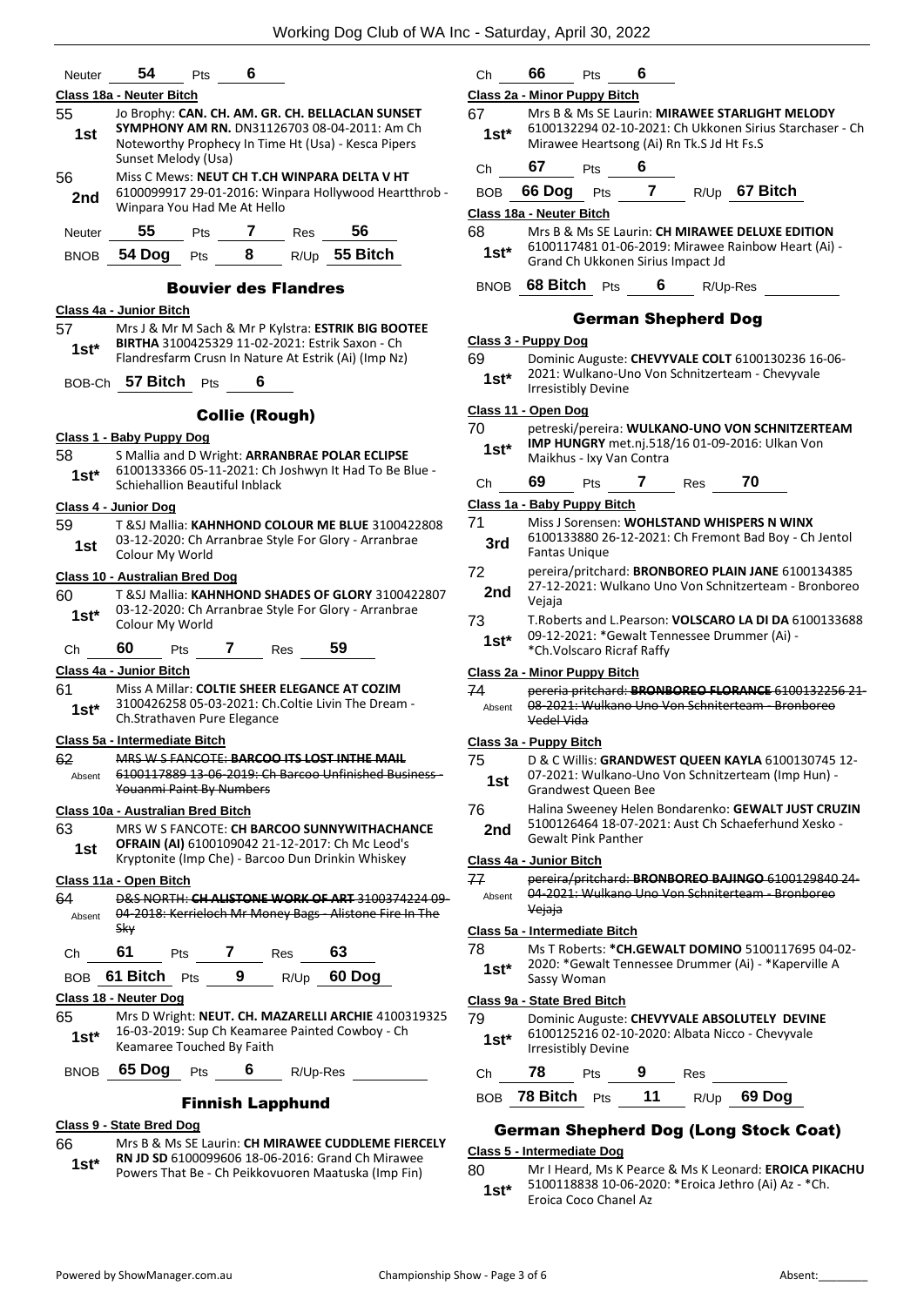Neuter **54** Pts **6**

**Class 18a - Neuter Bitch**

55 **1st** Jo Brophy: **CAN. CH. AM. GR. CH. BELLACLAN SUNSET SYMPHONY AM RN.** DN31126703 08-04-2011: Am Ch Noteworthy Prophecy In Time Ht (Usa) - Kesca Pipers Sunset Melody (Usa)

56 **2nd** Miss C Mews: **NEUT CH T.CH WINPARA DELTA V HT** 6100099917 29-01-2016: Winpara Hollywood Heartthrob - Winpara You Had Me At Hello

Neuter **55** Pts **7** Res **56**

BNOB **54 Dog** Pts **8** R/Up **55 Bitch**

## Bouvier des Flandres

**Class 4a - Junior Bitch**

57 **1st*** Mrs J & Mr M Sach & Mr P Kylstra: **ESTRIK BIG BOOTEE BIRTHA** 3100425329 11-02-2021: Estrik Saxon - Ch Flandresfarm Crusn In Nature At Estrik (Ai) (Imp Nz)

BOB-Ch **57 Bitch** Pts **6**

## Collie (Rough)

**Class 1 - Baby Puppy Dog**

58 **1st*** S Mallia and D Wright: **ARRANBRAE POLAR ECLIPSE** 6100133366 05-11-2021: Ch Joshwyn It Had To Be Blue - Schiehallion Beautiful Inblack

**Class 4 - Junior Dog**

59 **1st** T &SJ Mallia: **KAHNHOND COLOUR ME BLUE** 3100422808 03-12-2020: Ch Arranbrae Style For Glory - Arranbrae Colour My World

**Class 10 - Australian Bred Dog**

60 **1st*** T &SJ Mallia: **KAHNHOND SHADES OF GLORY** 3100422807 03-12-2020: Ch Arranbrae Style For Glory - Arranbrae Colour My World

Ch **60** Pts **7** Res **59**

**Class 4a - Junior Bitch**

61 **1st*** Miss A Millar: **COLTIE SHEER ELEGANCE AT COZIM** 3100426258 05-03-2021: Ch.Coltie Livin The Dream - Ch.Strathaven Pure Elegance

**Class 5a - Intermediate Bitch**

62 Absent ~~MRS W S FANCOTE: **BARCOO ITS LOST INTHE MAIL** 6100117889 13-06-2019: Ch Barcoo Unfinished Business - Youanmi Paint By Numbers~~

**Class 10a - Australian Bred Bitch**

63 **1st** MRS W S FANCOTE: **CH BARCOO SUNNYWITHACHANCE OFRAIN (AI)** 6100109042 21-12-2017: Ch Mc Leod's Kryptonite (Imp Che) - Barcoo Dun Drinkin Whiskey

**Class 11a - Open Bitch**

64 Absent ~~D&S NORTH: **CH ALISTONE WORK OF ART** 3100374224 09-04-2018: Kerrieloch Mr Money Bags - Alistone Fire In The Sky~~

Ch **61** Pts **7** Res **63**

BOB **61 Bitch** Pts **9** R/Up **60 Dog**

**Class 18 - Neuter Dog**

65 **1st*** Mrs D Wright: **NEUT. CH. MAZARELLI ARCHIE** 4100319325 16-03-2019: Sup Ch Keamaree Painted Cowboy - Ch Keamaree Touched By Faith

BNOB **65 Dog** Pts **6** R/Up-Res

## Finnish Lapphund

**Class 9 - State Bred Dog**

66 **1st*** Mrs B & Ms SE Laurin: **CH MIRAWEE CUDDLEME FIERCELY RN JD SD** 6100099606 18-06-2016: Grand Ch Mirawee Powers That Be - Ch Peikkovuoren Maatuska (Imp Fin)

Ch **66** Pts **6**

**Class 2a - Minor Puppy Bitch**

67 **1st*** Mrs B & Ms SE Laurin: **MIRAWEE STARLIGHT MELODY** 6100132294 02-10-2021: Ch Ukkonen Sirius Starchaser - Ch Mirawee Heartsong (Ai) Rn Tk.S Jd Ht Fs.S

Ch **67** Pts **6**

BOB **66 Dog** Pts **7** R/Up **67 Bitch**

**Class 18a - Neuter Bitch**

68 **1st*** Mrs B & Ms SE Laurin: **CH MIRAWEE DELUXE EDITION** 6100117481 01-06-2019: Mirawee Rainbow Heart (Ai) - Grand Ch Ukkonen Sirius Impact Jd

BNOB **68 Bitch** Pts **6** R/Up-Res

## German Shepherd Dog

**Class 3 - Puppy Dog**

69 **1st*** Dominic Auguste: **CHEVYVALE COLT** 6100130236 16-06-2021: Wulkano-Uno Von Schnitzerteam - Chevyvale Irresistibly Devine

**Class 11 - Open Dog**

70 **1st*** petreski/pereira: **WULKANO-UNO VON SCHNITZERTEAM IMP HUNGRY** met.nj.518/16 01-09-2016: Ulkan Von Maikhus - Ixy Van Contra

Ch **69** Pts **7** Res **70**

**Class 1a - Baby Puppy Bitch**

71 **3rd** Miss J Sorensen: **WOHLSTAND WHISPERS N WINX** 6100133880 26-12-2021: Ch Fremont Bad Boy - Ch Jentol Fantas Unique

72 **2nd** pereira/pritchard: **BRONBOREO PLAIN JANE** 6100134385 27-12-2021: Wulkano Uno Von Schnitzerteam - Bronboreo Vejaja

73 **1st*** T.Roberts and L.Pearson: **VOLSCARO LA DI DA** 6100133688 09-12-2021: *Gewalt Tennessee Drummer (Ai) - *Ch.Volscaro Ricraf Raffy

**Class 2a - Minor Puppy Bitch**

74 Absent ~~pereira pritchard: **BRONBOREO FLORANCE** 6100132256 21-08-2021: Wulkano Uno Von Schniterteam - Bronboreo Vedel Vida~~

**Class 3a - Puppy Bitch**

75 **1st** D & C Willis: **GRANDWEST QUEEN KAYLA** 6100130745 12-07-2021: Wulkano-Uno Von Schnitzerteam (Imp Hun) - Grandwest Queen Bee

76 **2nd** Halina Sweeney Helen Bondarenko: **GEWALT JUST CRUZIN** 5100126464 18-07-2021: Aust Ch Schaeferhund Xesko - Gewalt Pink Panther

**Class 4a - Junior Bitch**

77 Absent ~~pereira/pritchard: **BRONBOREO BAJINGO** 6100129840 24-04-2021: Wulkano Uno Von Schniterteam - Bronboreo Vejaja~~

**Class 5a - Intermediate Bitch**

78 **1st*** Ms T Roberts: ***CH.GEWALT DOMINO** 5100117695 04-02-2020: *Gewalt Tennessee Drummer (Ai) - *Kaperville A Sassy Woman

**Class 9a - State Bred Bitch**

79 **1st*** Dominic Auguste: **CHEVYVALE ABSOLUTELY DEVINE** 6100125216 02-10-2020: Albata Nicco - Chevyvale Irresistibly Devine

Ch **78** Pts **9** Res

BOB **78 Bitch** Pts **11** R/Up **69 Dog**

## German Shepherd Dog (Long Stock Coat)

**Class 5 - Intermediate Dog**

80 **1st*** Mr I Heard, Ms K Pearce & Ms K Leonard: **EROICA PIKACHU** 5100118838 10-06-2020: *Eroica Jethro (Ai) Az - *Ch. Eroica Coco Chanel Az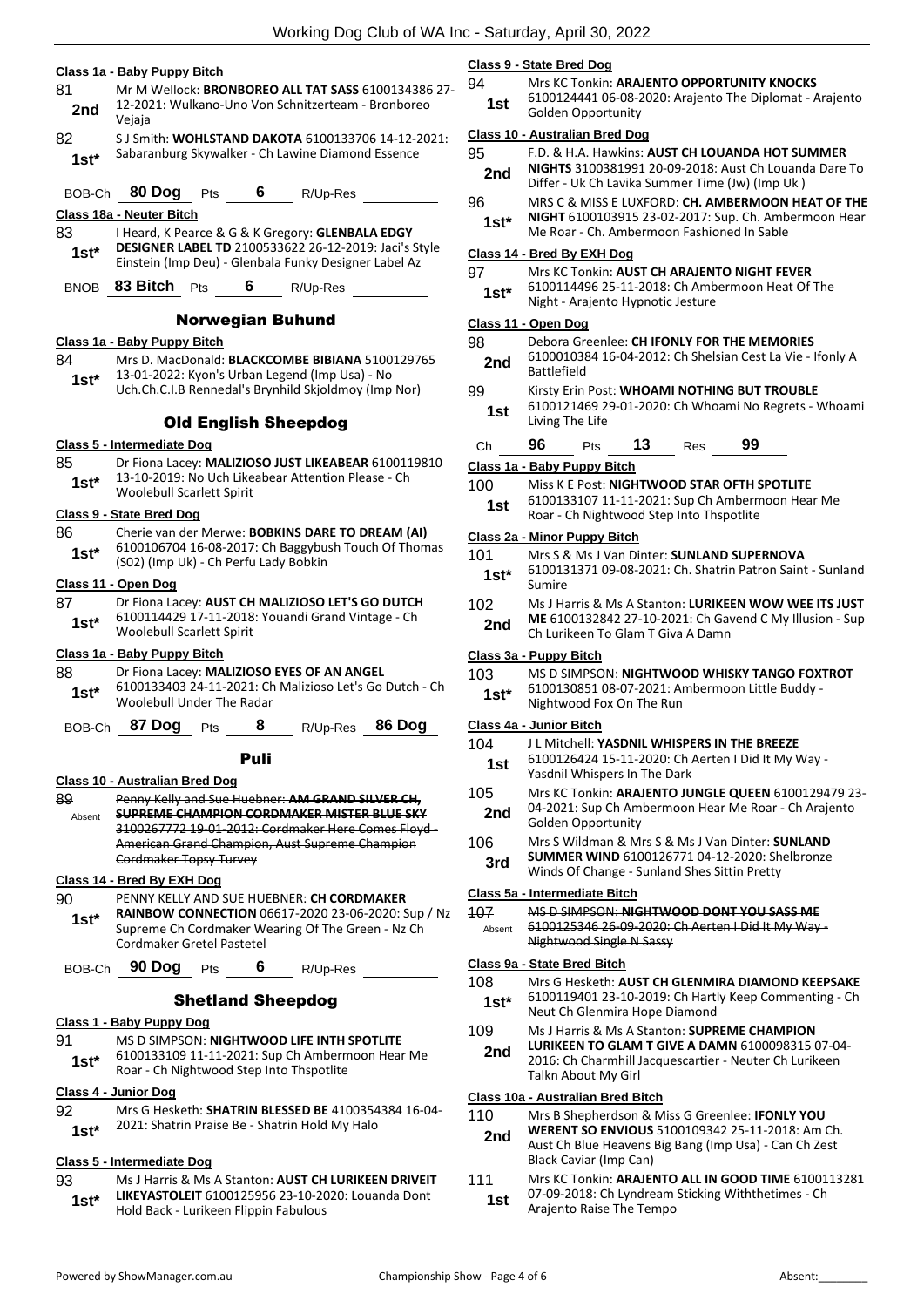**Class 1a - Baby Puppy Bitch**

81 — 2nd — Mr M Wellock: **BRONBOREO ALL TAT SASS** 6100134386 27-12-2021: Wulkano-Uno Von Schnitzerteam - Bronboreo Vejaja

82 — 1st* — S J Smith: **WOHLSTAND DAKOTA** 6100133706 14-12-2021: Sabaranburg Skywalker - Ch Lawine Diamond Essence

BOB-Ch **80 Dog** Pts **6** R/Up-Res

**Class 18a - Neuter Bitch**

83 — 1st* — I Heard, K Pearce & G & K Gregory: **GLENBALA EDGY DESIGNER LABEL TD** 2100533622 26-12-2019: Jaci's Style Einstein (Imp Deu) - Glenbala Funky Designer Label Az

BNOB **83 Bitch** Pts **6** R/Up-Res

## Norwegian Buhund

**Class 1a - Baby Puppy Bitch**

84 — 1st* — Mrs D. MacDonald: **BLACKCOMBE BIBIANA** 5100129765 13-01-2022: Kyon's Urban Legend (Imp Usa) - No Uch.Ch.C.I.B Rennedal's Brynhild Skjoldmoy (Imp Nor)

## Old English Sheepdog

**Class 5 - Intermediate Dog**

85 — 1st* — Dr Fiona Lacey: **MALIZIOSO JUST LIKEABEAR** 6100119810 13-10-2019: No Uch Likeabear Attention Please - Ch Woolebull Scarlett Spirit

**Class 9 - State Bred Dog**

86 — 1st* — Cherie van der Merwe: **BOBKINS DARE TO DREAM (AI)** 6100106704 16-08-2017: Ch Baggybush Touch Of Thomas (S02) (Imp Uk) - Ch Perfu Lady Bobkin

**Class 11 - Open Dog**

87 — 1st* — Dr Fiona Lacey: **AUST CH MALIZIOSO LET'S GO DUTCH** 6100114429 17-11-2018: Youandi Grand Vintage - Ch Woolebull Scarlett Spirit

**Class 1a - Baby Puppy Bitch**

88 — 1st* — Dr Fiona Lacey: **MALIZIOSO EYES OF AN ANGEL** 6100133403 24-11-2021: Ch Malizioso Let's Go Dutch - Ch Woolebull Under The Radar

BOB-Ch **87 Dog** Pts **8** R/Up-Res **86 Dog**

## Puli

**Class 10 - Australian Bred Dog**

89 — Absent — ~~Penny Kelly and Sue Huebner: **AM GRAND SILVER CH, SUPREME CHAMPION CORDMAKER MISTER BLUE SKY** 3100267772 19-01-2012: Cordmaker Here Comes Floyd - American Grand Champion, Aust Supreme Champion Cordmaker Topsy Turvey~~

**Class 14 - Bred By EXH Dog**

90 — 1st* — PENNY KELLY AND SUE HUEBNER: **CH CORDMAKER RAINBOW CONNECTION** 06617-2020 23-06-2020: Sup / Nz Supreme Ch Cordmaker Wearing Of The Green - Nz Ch Cordmaker Gretel Pastetel

BOB-Ch **90 Dog** Pts **6** R/Up-Res

## Shetland Sheepdog

**Class 1 - Baby Puppy Dog**

91 — 1st* — MS D SIMPSON: **NIGHTWOOD LIFE INTH SPOTLITE** 6100133109 11-11-2021: Sup Ch Ambermoon Hear Me Roar - Ch Nightwood Step Into Thspotlite

**Class 4 - Junior Dog**

92 — 1st* — Mrs G Hesketh: **SHATRIN BLESSED BE** 4100354384 16-04-2021: Shatrin Praise Be - Shatrin Hold My Halo

**Class 5 - Intermediate Dog**

93 — 1st* — Ms J Harris & Ms A Stanton: **AUST CH LURIKEEN DRIVEIT LIKEYASTOLEIT** 6100125956 23-10-2020: Louanda Dont Hold Back - Lurikeen Flippin Fabulous

**Class 9 - State Bred Dog**

94 — 1st — Mrs KC Tonkin: **ARAJENTO OPPORTUNITY KNOCKS** 6100124441 06-08-2020: Arajento The Diplomat - Arajento Golden Opportunity

**Class 10 - Australian Bred Dog**

95 — 2nd — F.D. & H.A. Hawkins: **AUST CH LOUANDA HOT SUMMER NIGHTS** 3100381991 20-09-2018: Aust Ch Louanda Dare To Differ - Uk Ch Lavika Summer Time (Jw) (Imp Uk )

96 — 1st* — MRS C & MISS E LUXFORD: **CH. AMBERMOON HEAT OF THE NIGHT** 6100103915 23-02-2017: Sup. Ch. Ambermoon Hear Me Roar - Ch. Ambermoon Fashioned In Sable

**Class 14 - Bred By EXH Dog**

97 — 1st* — Mrs KC Tonkin: **AUST CH ARAJENTO NIGHT FEVER** 6100114496 25-11-2018: Ch Ambermoon Heat Of The Night - Arajento Hypnotic Jesture

**Class 11 - Open Dog**

98 — 2nd — Debora Greenlee: **CH IFONLY FOR THE MEMORIES** 6100010384 16-04-2012: Ch Shelsian Cest La Vie - Ifonly A Battlefield

99 — 1st — Kirsty Erin Post: **WHOAMI NOTHING BUT TROUBLE** 6100121469 29-01-2020: Ch Whoami No Regrets - Whoami Living The Life

Ch **96** Pts **13** Res **99**

**Class 1a - Baby Puppy Bitch**

100 — 1st — Miss K E Post: **NIGHTWOOD STAR OFTH SPOTLITE** 6100133107 11-11-2021: Sup Ch Ambermoon Hear Me Roar - Ch Nightwood Step Into Thspotlite

**Class 2a - Minor Puppy Bitch**

101 — 1st* — Mrs S & Ms J Van Dinter: **SUNLAND SUPERNOVA** 6100131371 09-08-2021: Ch. Shatrin Patron Saint - Sunland Sumire

102 — 2nd — Ms J Harris & Ms A Stanton: **LURIKEEN WOW WEE ITS JUST ME** 6100132842 27-10-2021: Ch Gavend C My Illusion - Sup Ch Lurikeen To Glam T Giva A Damn

**Class 3a - Puppy Bitch**

103 — 1st* — MS D SIMPSON: **NIGHTWOOD WHISKY TANGO FOXTROT** 6100130851 08-07-2021: Ambermoon Little Buddy - Nightwood Fox On The Run

**Class 4a - Junior Bitch**

104 — 1st — J L Mitchell: **YASDNIL WHISPERS IN THE BREEZE** 6100126424 15-11-2020: Ch Aerten I Did It My Way - Yasdnil Whispers In The Dark

105 — 2nd — Mrs KC Tonkin: **ARAJENTO JUNGLE QUEEN** 6100129479 23-04-2021: Sup Ch Ambermoon Hear Me Roar - Ch Arajento Golden Opportunity

106 — 3rd — Mrs S Wildman & Mrs S & Ms J Van Dinter: **SUNLAND SUMMER WIND** 6100126771 04-12-2020: Shelbronze Winds Of Change - Sunland Shes Sittin Pretty

**Class 5a - Intermediate Bitch**

107 — Absent — ~~MS D SIMPSON: **NIGHTWOOD DONT YOU SASS ME** 6100125346 26-09-2020: Ch Aerten I Did It My Way - Nightwood Single N Sassy~~

**Class 9a - State Bred Bitch**

108 — 1st* — Mrs G Hesketh: **AUST CH GLENMIRA DIAMOND KEEPSAKE** 6100119401 23-10-2019: Ch Hartly Keep Commenting - Ch Neut Ch Glenmira Hope Diamond

109 — 2nd — Ms J Harris & Ms A Stanton: **SUPREME CHAMPION LURIKEEN TO GLAM T GIVE A DAMN** 6100098315 07-04-2016: Ch Charmhill Jacquescartier - Neuter Ch Lurikeen Talkn About My Girl

**Class 10a - Australian Bred Bitch**

110 — 2nd — Mrs B Shepherdson & Miss G Greenlee: **IFONLY YOU WERENT SO ENVIOUS** 5100109342 25-11-2018: Am Ch. Aust Ch Blue Heavens Big Bang (Imp Usa) - Can Ch Zest Black Caviar (Imp Can)

111 — 1st — Mrs KC Tonkin: **ARAJENTO ALL IN GOOD TIME** 6100113281 07-09-2018: Ch Lyndream Sticking Withthetimes - Ch Arajento Raise The Tempo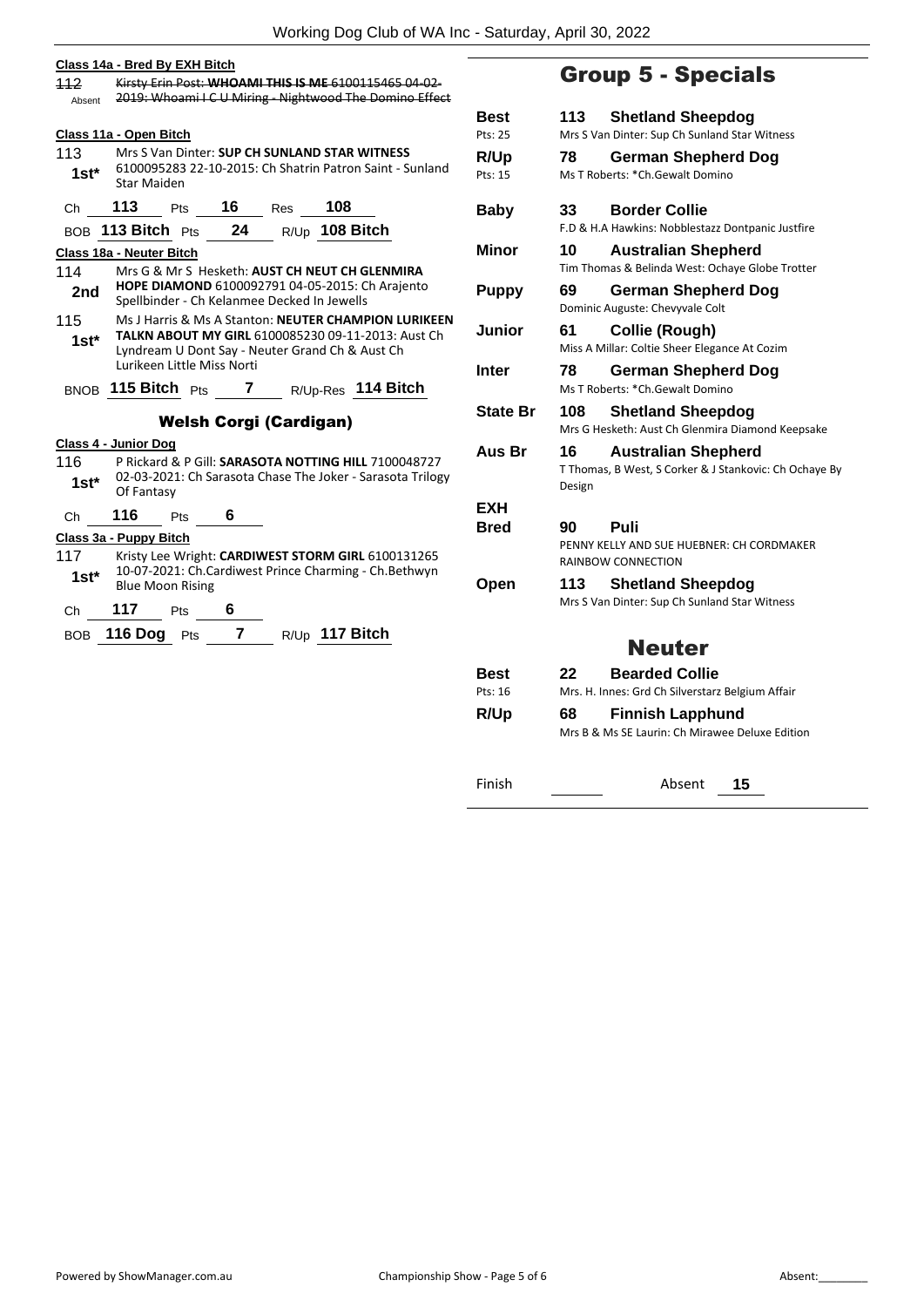**Class 14a - Bred By EXH Bitch**

~~112~~ Absent — ~~Kirsty Erin Post: **WHOAMI THIS IS ME** 6100115465 04-02-2019: Whoami I C U Miring - Nightwood The Domino Effect~~

**Class 11a - Open Bitch**

113 **1st*** — Mrs S Van Dinter: **SUP CH SUNLAND STAR WITNESS** 6100095283 22-10-2015: Ch Shatrin Patron Saint - Sunland Star Maiden

Ch **113** Pts **16** Res **108**

BOB **113 Bitch** Pts **24** R/Up **108 Bitch**

**Class 18a - Neuter Bitch**

114 **2nd** — Mrs G & Mr S Hesketh: **AUST CH NEUT CH GLENMIRA HOPE DIAMOND** 6100092791 04-05-2015: Ch Arajento Spellbinder - Ch Kelanmee Decked In Jewells

115 **1st*** — Ms J Harris & Ms A Stanton: **NEUTER CHAMPION LURIKEEN TALKN ABOUT MY GIRL** 6100085230 09-11-2013: Aust Ch Lyndream U Dont Say - Neuter Grand Ch & Aust Ch Lurikeen Little Miss Norti

BNOB **115 Bitch** Pts **7** R/Up-Res **114 Bitch**

## Welsh Corgi (Cardigan)

**Class 4 - Junior Dog**

116 **1st*** — P Rickard & P Gill: **SARASOTA NOTTING HILL** 7100048727 02-03-2021: Ch Sarasota Chase The Joker - Sarasota Trilogy Of Fantasy

Ch **116** Pts **6**

**Class 3a - Puppy Bitch**

117 **1st*** — Kristy Lee Wright: **CARDIWEST STORM GIRL** 6100131265 10-07-2021: Ch.Cardiwest Prince Charming - Ch.Bethwyn Blue Moon Rising

Ch **117** Pts **6**

BOB **116 Dog** Pts **7** R/Up **117 Bitch**

# Group 5 - Specials

| | | |
|---|---|---|
| **Best** (Pts: 25) | **113** | **Shetland Sheepdog** — Mrs S Van Dinter: Sup Ch Sunland Star Witness |
| **R/Up** (Pts: 15) | **78** | **German Shepherd Dog** — Ms T Roberts: *Ch.Gewalt Domino |
| **Baby** | **33** | **Border Collie** — F.D & H.A Hawkins: Nobblestazz Dontpanic Justfire |
| **Minor** | **10** | **Australian Shepherd** — Tim Thomas & Belinda West: Ochaye Globe Trotter |
| **Puppy** | **69** | **German Shepherd Dog** — Dominic Auguste: Chevyvale Colt |
| **Junior** | **61** | **Collie (Rough)** — Miss A Millar: Coltie Sheer Elegance At Cozim |
| **Inter** | **78** | **German Shepherd Dog** — Ms T Roberts: *Ch.Gewalt Domino |
| **State Br** | **108** | **Shetland Sheepdog** — Mrs G Hesketh: Aust Ch Glenmira Diamond Keepsake |
| **Aus Br** | **16** | **Australian Shepherd** — T Thomas, B West, S Corker & J Stankovic: Ch Ochaye By Design |
| **EXH Bred** | **90** | **Puli** — PENNY KELLY AND SUE HUEBNER: CH CORDMAKER RAINBOW CONNECTION |
| **Open** | **113** | **Shetland Sheepdog** — Mrs S Van Dinter: Sup Ch Sunland Star Witness |

## Neuter

| | | |
|---|---|---|
| **Best** (Pts: 16) | **22** | **Bearded Collie** — Mrs. H. Innes: Grd Ch Silverstarz Belgium Affair |
| **R/Up** | **68** | **Finnish Lapphund** — Mrs B & Ms SE Laurin: Ch Mirawee Deluxe Edition |

Finish ______ Absent **15**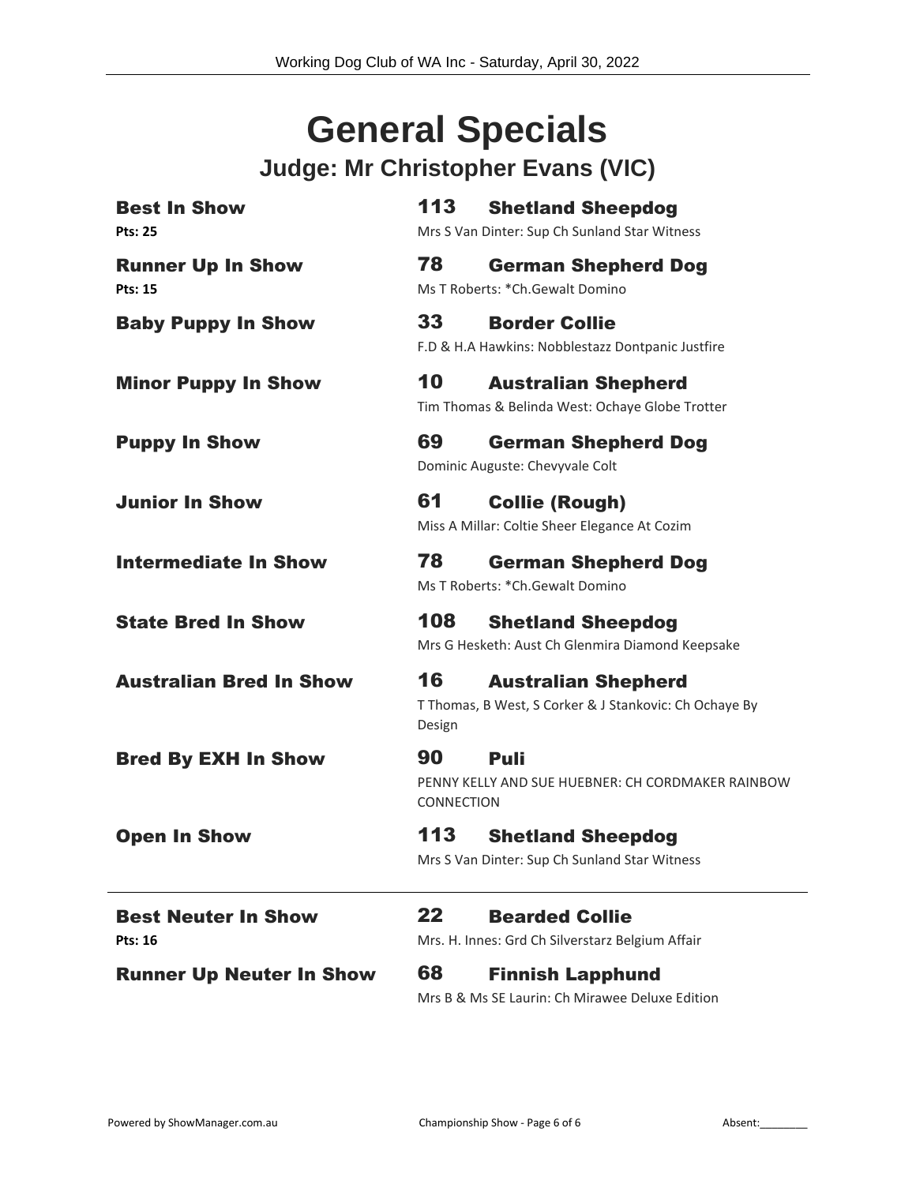# General Specials

## Judge: Mr Christopher Evans (VIC)

**Best In Show**
**Pts: 25**

**113 Shetland Sheepdog**
Mrs S Van Dinter: Sup Ch Sunland Star Witness

**Runner Up In Show**
**Pts: 15**

**78 German Shepherd Dog**
Ms T Roberts: *Ch.Gewalt Domino

**Baby Puppy In Show**

**33 Border Collie**
F.D & H.A Hawkins: Nobblestazz Dontpanic Justfire

**Minor Puppy In Show**

**10 Australian Shepherd**
Tim Thomas & Belinda West: Ochaye Globe Trotter

**Puppy In Show**

**69 German Shepherd Dog**
Dominic Auguste: Chevyvale Colt

**Junior In Show**

**61 Collie (Rough)**
Miss A Millar: Coltie Sheer Elegance At Cozim

**Intermediate In Show**

**78 German Shepherd Dog**
Ms T Roberts: *Ch.Gewalt Domino

**State Bred In Show**

**108 Shetland Sheepdog**
Mrs G Hesketh: Aust Ch Glenmira Diamond Keepsake

**Australian Bred In Show**

**16 Australian Shepherd**
T Thomas, B West, S Corker & J Stankovic: Ch Ochaye By Design

**Bred By EXH In Show**

**90 Puli**
PENNY KELLY AND SUE HUEBNER: CH CORDMAKER RAINBOW CONNECTION

**Open In Show**

**113 Shetland Sheepdog**
Mrs S Van Dinter: Sup Ch Sunland Star Witness

---

**Best Neuter In Show**
**Pts: 16**

**22 Bearded Collie**
Mrs. H. Innes: Grd Ch Silverstarz Belgium Affair

**Runner Up Neuter In Show**

**68 Finnish Lapphund**
Mrs B & Ms SE Laurin: Ch Mirawee Deluxe Edition

Absent:________